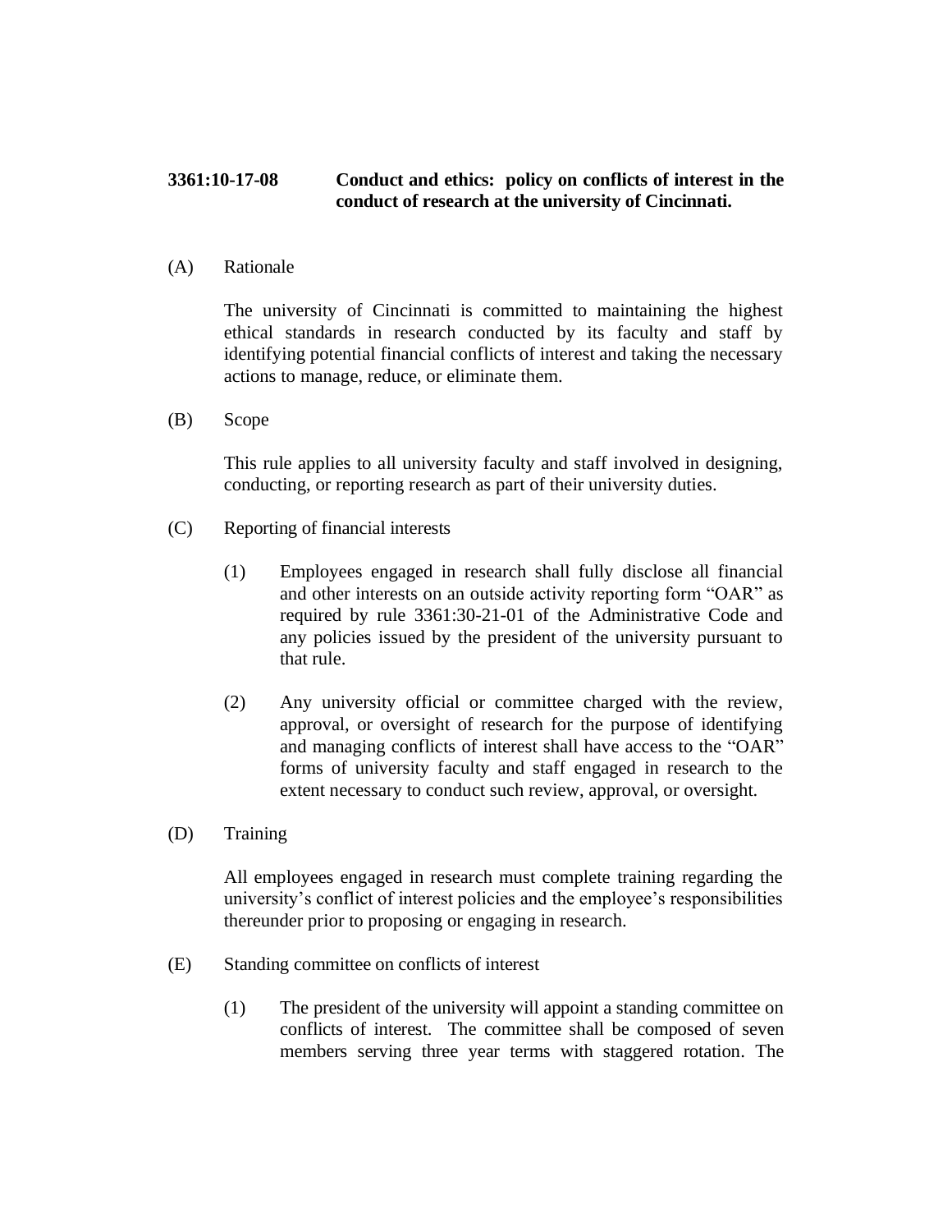**3361:10-17-08 Conduct and ethics: policy on conflicts of interest in the conduct of research at the university of Cincinnati.**

(A) Rationale

The university of Cincinnati is committed to maintaining the highest ethical standards in research conducted by its faculty and staff by identifying potential financial conflicts of interest and taking the necessary actions to manage, reduce, or eliminate them.

(B) Scope

This rule applies to all university faculty and staff involved in designing, conducting, or reporting research as part of their university duties.

(C) Reporting of financial interests

(1) Employees engaged in research shall fully disclose all financial and other interests on an outside activity reporting form "OAR" as required by rule 3361:30-21-01 of the Administrative Code and any policies issued by the president of the university pursuant to that rule.

(2) Any university official or committee charged with the review, approval, or oversight of research for the purpose of identifying and managing conflicts of interest shall have access to the "OAR" forms of university faculty and staff engaged in research to the extent necessary to conduct such review, approval, or oversight.

(D) Training

All employees engaged in research must complete training regarding the university's conflict of interest policies and the employee's responsibilities thereunder prior to proposing or engaging in research.

(E) Standing committee on conflicts of interest

(1) The president of the university will appoint a standing committee on conflicts of interest. The committee shall be composed of seven members serving three year terms with staggered rotation. The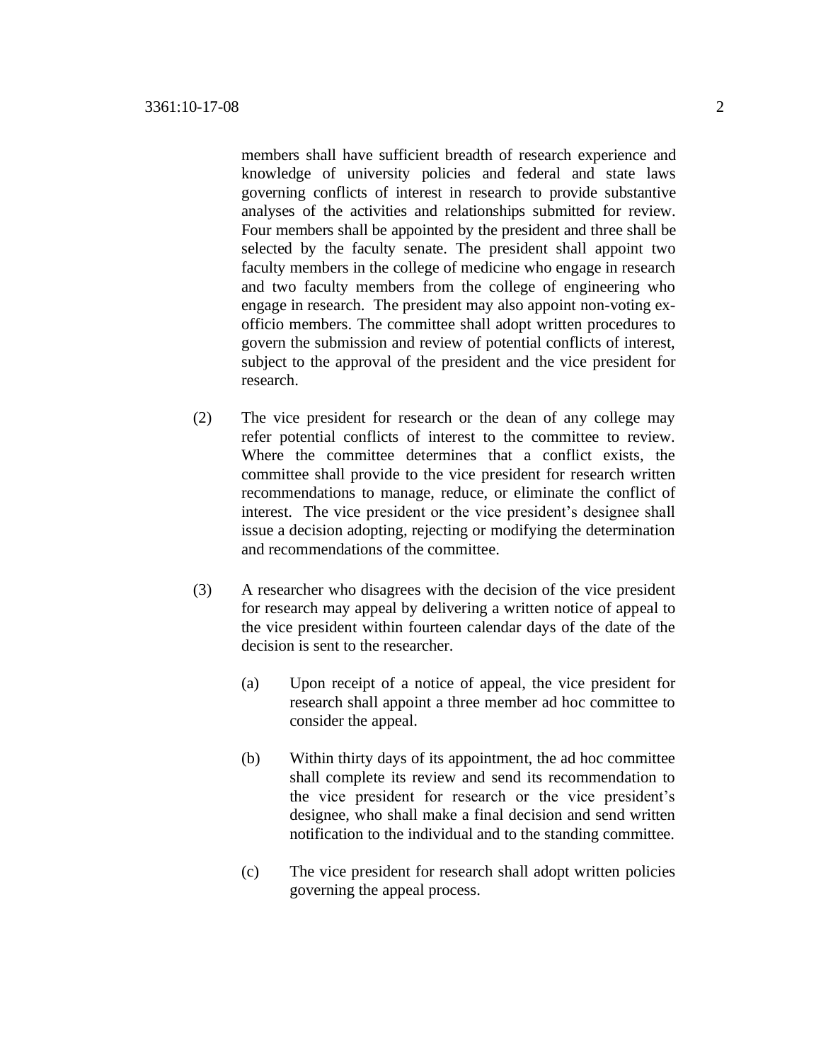members shall have sufficient breadth of research experience and knowledge of university policies and federal and state laws governing conflicts of interest in research to provide substantive analyses of the activities and relationships submitted for review. Four members shall be appointed by the president and three shall be selected by the faculty senate. The president shall appoint two faculty members in the college of medicine who engage in research and two faculty members from the college of engineering who engage in research. The president may also appoint non-voting ex-officio members. The committee shall adopt written procedures to govern the submission and review of potential conflicts of interest, subject to the approval of the president and the vice president for research.

(2) The vice president for research or the dean of any college may refer potential conflicts of interest to the committee to review. Where the committee determines that a conflict exists, the committee shall provide to the vice president for research written recommendations to manage, reduce, or eliminate the conflict of interest. The vice president or the vice president's designee shall issue a decision adopting, rejecting or modifying the determination and recommendations of the committee.

(3) A researcher who disagrees with the decision of the vice president for research may appeal by delivering a written notice of appeal to the vice president within fourteen calendar days of the date of the decision is sent to the researcher.

(a) Upon receipt of a notice of appeal, the vice president for research shall appoint a three member ad hoc committee to consider the appeal.

(b) Within thirty days of its appointment, the ad hoc committee shall complete its review and send its recommendation to the vice president for research or the vice president's designee, who shall make a final decision and send written notification to the individual and to the standing committee.

(c) The vice president for research shall adopt written policies governing the appeal process.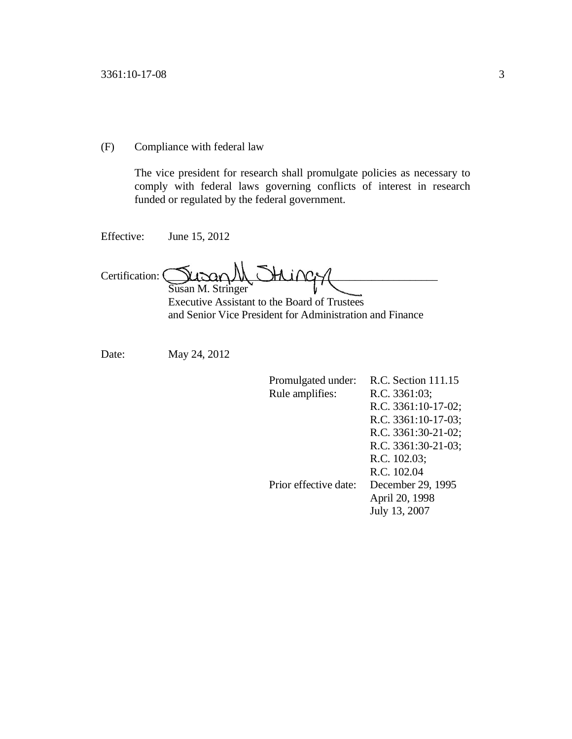(F) Compliance with federal law

The vice president for research shall promulgate policies as necessary to comply with federal laws governing conflicts of interest in research funded or regulated by the federal government.

Effective: June 15, 2012

Certification: ______________________________
Susan M. Stringer
Executive Assistant to the Board of Trustees
and Senior Vice President for Administration and Finance

Date: May 24, 2012

| | |
|---|---|
| Promulgated under: | R.C. Section 111.15 |
| Rule amplifies: | R.C. 3361:03; |
| | R.C. 3361:10-17-02; |
| | R.C. 3361:10-17-03; |
| | R.C. 3361:30-21-02; |
| | R.C. 3361:30-21-03; |
| | R.C. 102.03; |
| | R.C. 102.04 |
| Prior effective date: | December 29, 1995 |
| | April 20, 1998 |
| | July 13, 2007 |